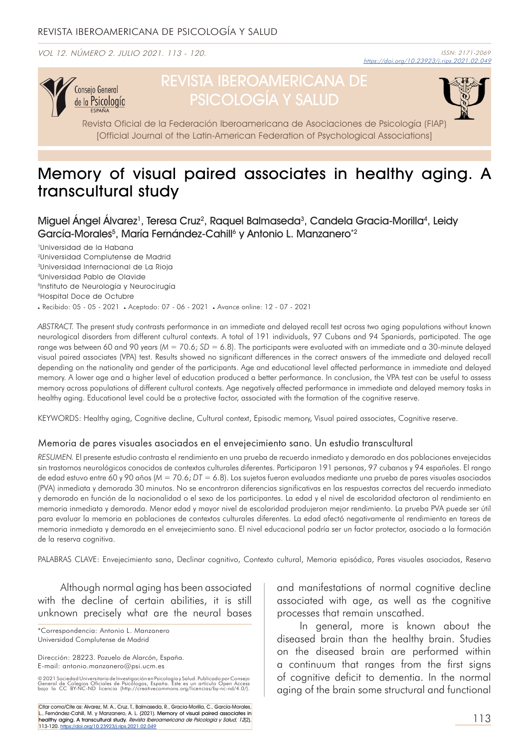# Memory of visual paired associates in healthy aging. A transcultural study

Miguel Ángel Álvarez[1], Teresa Cruz[2], Raquel Balmaseda[3], Candela Gracia-Morilla[4], Leidy García-Morales[5], María Fernández-Cahill[6] y Antonio L. Manzanero*[2]

[1]Universidad de la Habana
[2]Universidad Complutense de Madrid
[3]Universidad Internacional de La Rioja
[4]Universidad Pablo de Olavide
[5]Instituto de Neurología y Neurocirugía
[6]Hospital Doce de Octubre

• Recibido: 05 - 05 - 2021 • Aceptado: 07 - 06 - 2021 • Avance online: 12 - 07 - 2021

*ABSTRACT.* The present study contrasts performance in an immediate and delayed recall test across two aging populations without known neurological disorders from different cultural contexts. A total of 191 individuals, 97 Cubans and 94 Spaniards, participated. The age range was between 60 and 90 years ($M$ = 70.6; $SD$ = 6.8). The participants were evaluated with an immediate and a 30-minute delayed visual paired associates (VPA) test. Results showed no significant differences in the correct answers of the immediate and delayed recall depending on the nationality and gender of the participants. Age and educational level affected performance in immediate and delayed memory. A lower age and a higher level of education produced a better performance. In conclusion, the VPA test can be useful to assess memory across populations of different cultural contexts. Age negatively affected performance in immediate and delayed memory tasks in healthy aging. Educational level could be a protective factor, associated with the formation of the cognitive reserve.

KEYWORDS: Healthy aging, Cognitive decline, Cultural context, Episodic memory, Visual paired associates, Cognitive reserve.

## Memoria de pares visuales asociados en el envejecimiento sano. Un estudio transcultural

*RESUMEN.* El presente estudio contrasta el rendimiento en una prueba de recuerdo inmediato y demorado en dos poblaciones envejecidas sin trastornos neurológicos conocidos de contextos culturales diferentes. Participaron 191 personas, 97 cubanos y 94 españoles. El rango de edad estuvo entre 60 y 90 años ($M$ = 70.6; $DT$ = 6.8). Los sujetos fueron evaluados mediante una prueba de pares visuales asociados (PVA) inmediata y demorada 30 minutos. No se encontraron diferencias significativas en las respuestas correctas del recuerdo inmediato y demorado en función de la nacionalidad o el sexo de los participantes. La edad y el nivel de escolaridad afectaron al rendimiento en memoria inmediata y demorada. Menor edad y mayor nivel de escolaridad produjeron mejor rendimiento. La prueba PVA puede ser útil para evaluar la memoria en poblaciones de contextos culturales diferentes. La edad afectó negativamente al rendimiento en tareas de memoria inmediata y demorada en el envejecimiento sano. El nivel educacional podría ser un factor protector, asociado a la formación de la reserva cognitiva.

PALABRAS CLAVE: Envejecimiento sano, Declinar cognitivo, Contexto cultural, Memoria episódica, Pares visuales asociados, Reserva

Although normal aging has been associated with the decline of certain abilities, it is still unknown precisely what are the neural bases and manifestations of normal cognitive decline associated with age, as well as the cognitive processes that remain unscathed.

In general, more is known about the diseased brain than the healthy brain. Studies on the diseased brain are performed within a continuum that ranges from the first signs of cognitive deficit to dementia. In the normal aging of the brain some structural and functional

*Correspondencia: Antonio L. Manzanero
Universidad Complutense de Madrid

Dirección: 28223. Pozuelo de Alarcón, España.
E-mail: antonio.manzanero@psi.ucm.es

© 2021 Sociedad Universitaria de Investigación en Psicología y Salud. Publicado por Consejo General de Colegios Oficiales de Psicólogos, España. Este es un artículo Open Access bajo la CC BY-NC-ND licencia (http://creativecommons.org/licencias/by-nc-nd/4.0/).

Citar como/Cite as: Álvarez, M. A., Cruz, T., Balmaseda, R., Gracia-Morilla, C., García-Morales, L., Fernández-Cahill, M. y Manzanero, A. L. (2021). Memory of visual paired associates in healthy aging. A transcultural study. *Revista Iberoamericana de Psicología y Salud, 12*(2), 113-120. https://doi.org/10.23923/j.rips.2021.02.049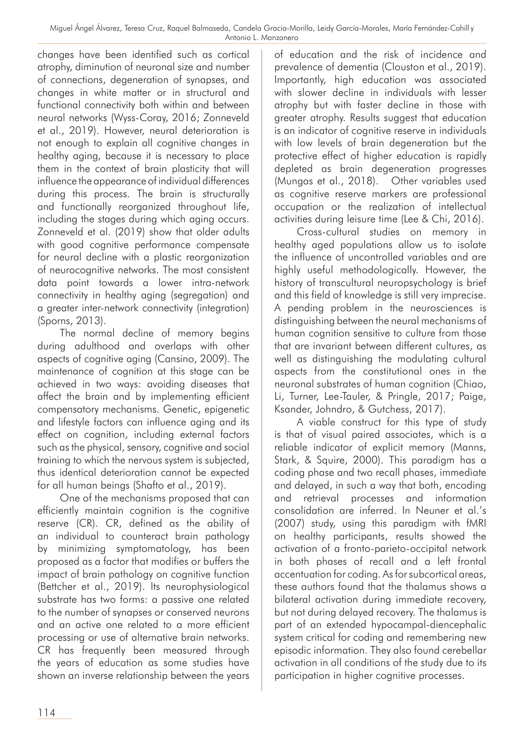changes have been identified such as cortical atrophy, diminution of neuronal size and number of connections, degeneration of synapses, and changes in white matter or in structural and functional connectivity both within and between neural networks (Wyss-Coray, 2016; Zonneveld et al., 2019). However, neural deterioration is not enough to explain all cognitive changes in healthy aging, because it is necessary to place them in the context of brain plasticity that will influence the appearance of individual differences during this process. The brain is structurally and functionally reorganized throughout life, including the stages during which aging occurs. Zonneveld et al. (2019) show that older adults with good cognitive performance compensate for neural decline with a plastic reorganization of neurocognitive networks. The most consistent data point towards a lower intra-network connectivity in healthy aging (segregation) and a greater inter-network connectivity (integration) (Sporns, 2013).

The normal decline of memory begins during adulthood and overlaps with other aspects of cognitive aging (Cansino, 2009). The maintenance of cognition at this stage can be achieved in two ways: avoiding diseases that affect the brain and by implementing efficient compensatory mechanisms. Genetic, epigenetic and lifestyle factors can influence aging and its effect on cognition, including external factors such as the physical, sensory, cognitive and social training to which the nervous system is subjected, thus identical deterioration cannot be expected for all human beings (Shafto et al., 2019).

One of the mechanisms proposed that can efficiently maintain cognition is the cognitive reserve (CR). CR, defined as the ability of an individual to counteract brain pathology by minimizing symptomatology, has been proposed as a factor that modifies or buffers the impact of brain pathology on cognitive function (Bettcher et al., 2019). Its neurophysiological substrate has two forms: a passive one related to the number of synapses or conserved neurons and an active one related to a more efficient processing or use of alternative brain networks. CR has frequently been measured through the years of education as some studies have shown an inverse relationship between the years of education and the risk of incidence and prevalence of dementia (Clouston et al., 2019). Importantly, high education was associated with slower decline in individuals with lesser atrophy but with faster decline in those with greater atrophy. Results suggest that education is an indicator of cognitive reserve in individuals with low levels of brain degeneration but the protective effect of higher education is rapidly depleted as brain degeneration progresses (Mungas et al., 2018). Other variables used as cognitive reserve markers are professional occupation or the realization of intellectual activities during leisure time (Lee & Chi, 2016).

Cross-cultural studies on memory in healthy aged populations allow us to isolate the influence of uncontrolled variables and are highly useful methodologically. However, the history of transcultural neuropsychology is brief and this field of knowledge is still very imprecise. A pending problem in the neurosciences is distinguishing between the neural mechanisms of human cognition sensitive to culture from those that are invariant between different cultures, as well as distinguishing the modulating cultural aspects from the constitutional ones in the neuronal substrates of human cognition (Chiao, Li, Turner, Lee-Tauler, & Pringle, 2017; Paige, Ksander, Johndro, & Gutchess, 2017).

A viable construct for this type of study is that of visual paired associates, which is a reliable indicator of explicit memory (Manns, Stark, & Squire, 2000). This paradigm has a coding phase and two recall phases, immediate and delayed, in such a way that both, encoding and retrieval processes and information consolidation are inferred. In Neuner et al.'s (2007) study, using this paradigm with fMRI on healthy participants, results showed the activation of a fronto-parieto-occipital network in both phases of recall and a left frontal accentuation for coding. As for subcortical areas, these authors found that the thalamus shows a bilateral activation during immediate recovery, but not during delayed recovery. The thalamus is part of an extended hypocampal-diencephalic system critical for coding and remembering new episodic information. They also found cerebellar activation in all conditions of the study due to its participation in higher cognitive processes.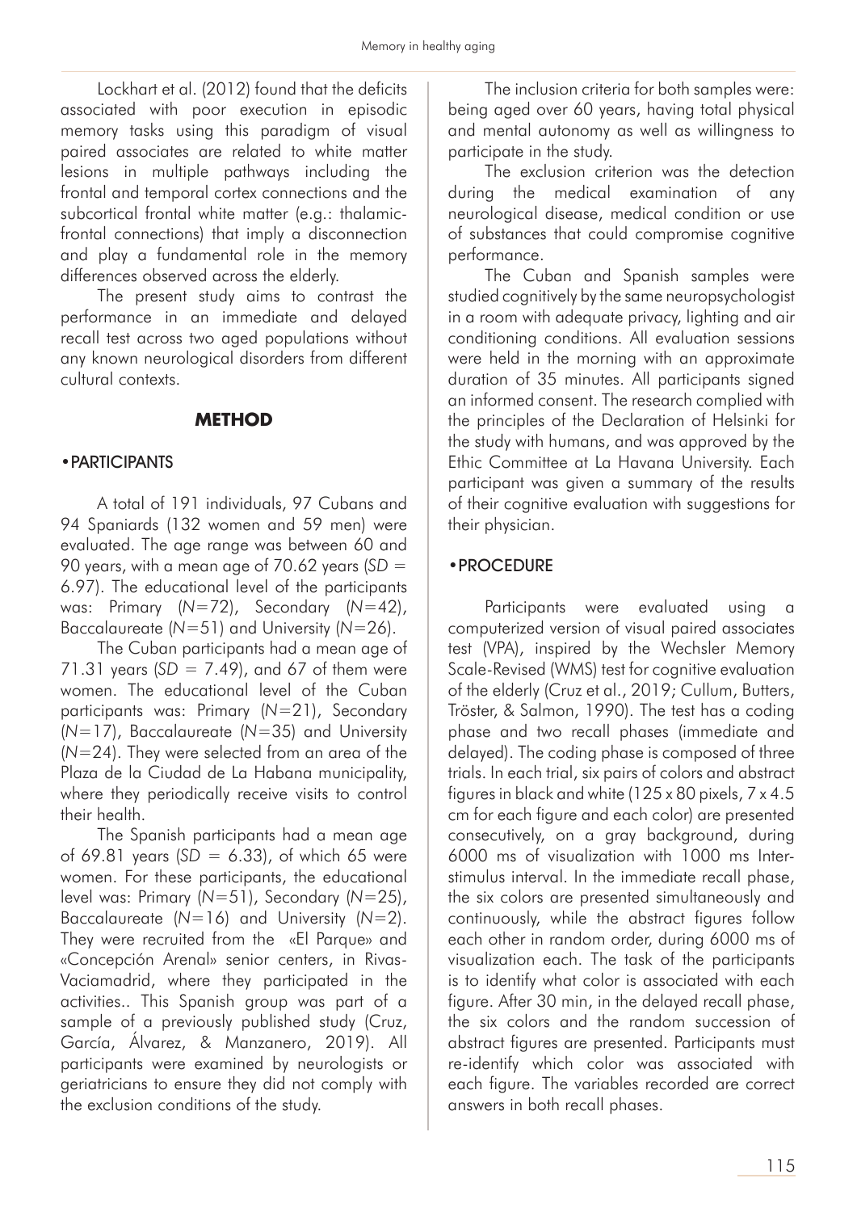Lockhart et al. (2012) found that the deficits associated with poor execution in episodic memory tasks using this paradigm of visual paired associates are related to white matter lesions in multiple pathways including the frontal and temporal cortex connections and the subcortical frontal white matter (e.g.: thalamic-frontal connections) that imply a disconnection and play a fundamental role in the memory differences observed across the elderly.

The present study aims to contrast the performance in an immediate and delayed recall test across two aged populations without any known neurological disorders from different cultural contexts.

## METHOD

### • PARTICIPANTS

A total of 191 individuals, 97 Cubans and 94 Spaniards (132 women and 59 men) were evaluated. The age range was between 60 and 90 years, with a mean age of 70.62 years (*SD* = 6.97). The educational level of the participants was: Primary (*N*=72), Secondary (*N*=42), Baccalaureate (*N*=51) and University (*N*=26).

The Cuban participants had a mean age of 71.31 years (*SD* = 7.49), and 67 of them were women. The educational level of the Cuban participants was: Primary (*N*=21), Secondary (*N*=17), Baccalaureate (*N*=35) and University (*N*=24). They were selected from an area of the Plaza de la Ciudad de La Habana municipality, where they periodically receive visits to control their health.

The Spanish participants had a mean age of 69.81 years (*SD* = 6.33), of which 65 were women. For these participants, the educational level was: Primary (*N*=51), Secondary (*N*=25), Baccalaureate (*N*=16) and University (*N*=2). They were recruited from the «El Parque» and «Concepción Arenal» senior centers, in Rivas-Vaciamadrid, where they participated in the activities.. This Spanish group was part of a sample of a previously published study (Cruz, García, Álvarez, & Manzanero, 2019). All participants were examined by neurologists or geriatricians to ensure they did not comply with the exclusion conditions of the study.

The inclusion criteria for both samples were: being aged over 60 years, having total physical and mental autonomy as well as willingness to participate in the study.

The exclusion criterion was the detection during the medical examination of any neurological disease, medical condition or use of substances that could compromise cognitive performance.

The Cuban and Spanish samples were studied cognitively by the same neuropsychologist in a room with adequate privacy, lighting and air conditioning conditions. All evaluation sessions were held in the morning with an approximate duration of 35 minutes. All participants signed an informed consent. The research complied with the principles of the Declaration of Helsinki for the study with humans, and was approved by the Ethic Committee at La Havana University. Each participant was given a summary of the results of their cognitive evaluation with suggestions for their physician.

### • PROCEDURE

Participants were evaluated using a computerized version of visual paired associates test (VPA), inspired by the Wechsler Memory Scale-Revised (WMS) test for cognitive evaluation of the elderly (Cruz et al., 2019; Cullum, Butters, Tröster, & Salmon, 1990). The test has a coding phase and two recall phases (immediate and delayed). The coding phase is composed of three trials. In each trial, six pairs of colors and abstract figures in black and white (125 x 80 pixels, 7 x 4.5 cm for each figure and each color) are presented consecutively, on a gray background, during 6000 ms of visualization with 1000 ms Inter-stimulus interval. In the immediate recall phase, the six colors are presented simultaneously and continuously, while the abstract figures follow each other in random order, during 6000 ms of visualization each. The task of the participants is to identify what color is associated with each figure. After 30 min, in the delayed recall phase, the six colors and the random succession of abstract figures are presented. Participants must re-identify which color was associated with each figure. The variables recorded are correct answers in both recall phases.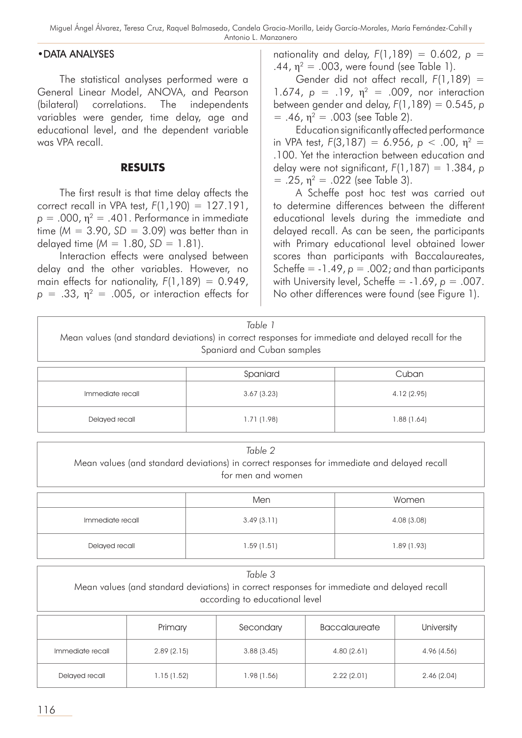## • DATA ANALYSES

The statistical analyses performed were a General Linear Model, ANOVA, and Pearson (bilateral) correlations. The independents variables were gender, time delay, age and educational level, and the dependent variable was VPA recall.

## RESULTS

The first result is that time delay affects the correct recall in VPA test, $F(1,190) = 127.191$, $p = .000$, $\eta^2 = .401$. Performance in immediate time ($M = 3.90$, $SD = 3.09$) was better than in delayed time ($M = 1.80$, $SD = 1.81$).

Interaction effects were analysed between delay and the other variables. However, no main effects for nationality, $F(1,189) = 0.949$, $p = .33$, $\eta^2 = .005$, or interaction effects for nationality and delay, $F(1,189) = 0.602$, $p = .44$, $\eta^2 = .003$, were found (see Table 1).

Gender did not affect recall, $F(1,189) = 1.674$, $p = .19$, $\eta^2 = .009$, nor interaction between gender and delay, $F(1,189) = 0.545$, $p = .46$, $\eta^2 = .003$ (see Table 2).

Education significantly affected performance in VPA test, $F(3,187) = 6.956$, $p < .00$, $\eta^2 = .100$. Yet the interaction between education and delay were not significant, $F(1,187) = 1.384$, $p = .25$, $\eta^2 = .022$ (see Table 3).

A Scheffe post hoc test was carried out to determine differences between the different educational levels during the immediate and delayed recall. As can be seen, the participants with Primary educational level obtained lower scores than participants with Baccalaureates, Scheffe = -1.49, $p = .002$; and than participants with University level, Scheffe = -1.69, $p = .007$. No other differences were found (see Figure 1).

*Table 1*
Mean values (and standard deviations) in correct responses for immediate and delayed recall for the Spaniard and Cuban samples

| | Spaniard | Cuban |
|---|---|---|
| Immediate recall | 3.67 (3.23) | 4.12 (2.95) |
| Delayed recall | 1.71 (1.98) | 1.88 (1.64) |

*Table 2*
Mean values (and standard deviations) in correct responses for immediate and delayed recall for men and women

| | Men | Women |
|---|---|---|
| Immediate recall | 3.49 (3.11) | 4.08 (3.08) |
| Delayed recall | 1.59 (1.51) | 1.89 (1.93) |

*Table 3*
Mean values (and standard deviations) in correct responses for immediate and delayed recall according to educational level

| | Primary | Secondary | Baccalaureate | University |
|---|---|---|---|---|
| Immediate recall | 2.89 (2.15) | 3.88 (3.45) | 4.80 (2.61) | 4.96 (4.56) |
| Delayed recall | 1.15 (1.52) | 1.98 (1.56) | 2.22 (2.01) | 2.46 (2.04) |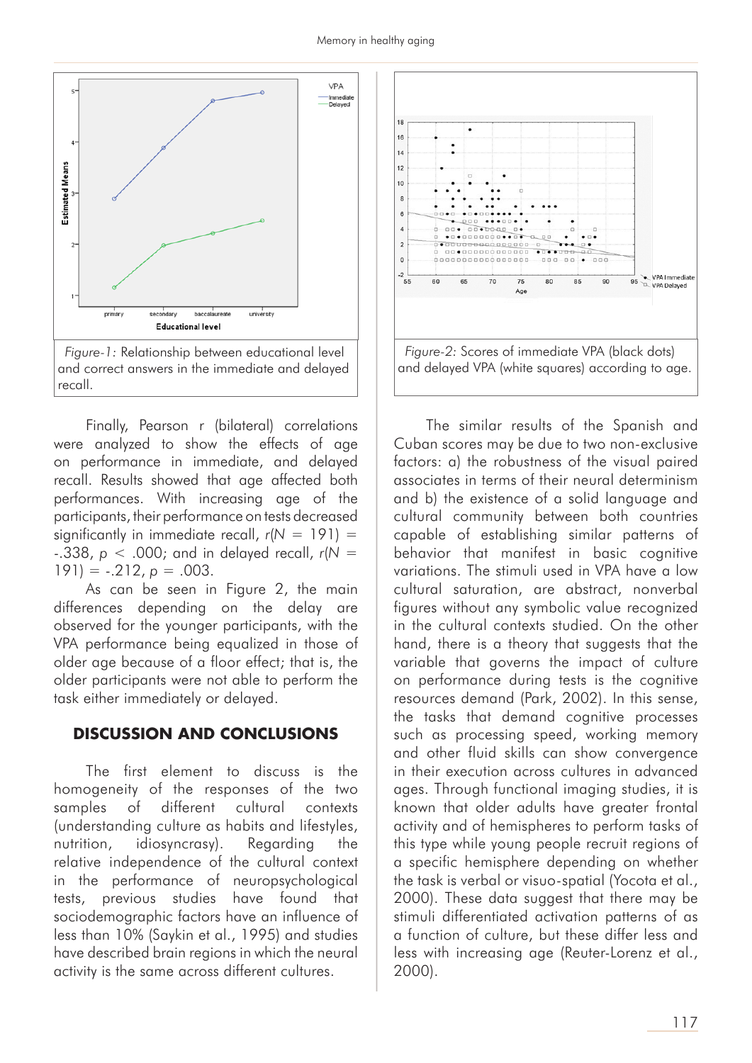Figure-1: Relationship between educational level and correct answers in the immediate and delayed recall.

Figure-2: Scores of immediate VPA (black dots) and delayed VPA (white squares) according to age.

Finally, Pearson r (bilateral) correlations were analyzed to show the effects of age on performance in immediate, and delayed recall. Results showed that age affected both performances. With increasing age of the participants, their performance on tests decreased significantly in immediate recall, $r(N = 191) = -.338$, $p < .000$; and in delayed recall, $r(N = 191) = -.212$, $p = .003$.

As can be seen in Figure 2, the main differences depending on the delay are observed for the younger participants, with the VPA performance being equalized in those of older age because of a floor effect; that is, the older participants were not able to perform the task either immediately or delayed.

## DISCUSSION AND CONCLUSIONS

The first element to discuss is the homogeneity of the responses of the two samples of different cultural contexts (understanding culture as habits and lifestyles, nutrition, idiosyncrasy). Regarding the relative independence of the cultural context in the performance of neuropsychological tests, previous studies have found that sociodemographic factors have an influence of less than 10% (Saykin et al., 1995) and studies have described brain regions in which the neural activity is the same across different cultures.

The similar results of the Spanish and Cuban scores may be due to two non-exclusive factors: a) the robustness of the visual paired associates in terms of their neural determinism and b) the existence of a solid language and cultural community between both countries capable of establishing similar patterns of behavior that manifest in basic cognitive variations. The stimuli used in VPA have a low cultural saturation, are abstract, nonverbal figures without any symbolic value recognized in the cultural contexts studied. On the other hand, there is a theory that suggests that the variable that governs the impact of culture on performance during tests is the cognitive resources demand (Park, 2002). In this sense, the tasks that demand cognitive processes such as processing speed, working memory and other fluid skills can show convergence in their execution across cultures in advanced ages. Through functional imaging studies, it is known that older adults have greater frontal activity and of hemispheres to perform tasks of this type while young people recruit regions of a specific hemisphere depending on whether the task is verbal or visuo-spatial (Yocota et al., 2000). These data suggest that there may be stimuli differentiated activation patterns of as a function of culture, but these differ less and less with increasing age (Reuter-Lorenz et al., 2000).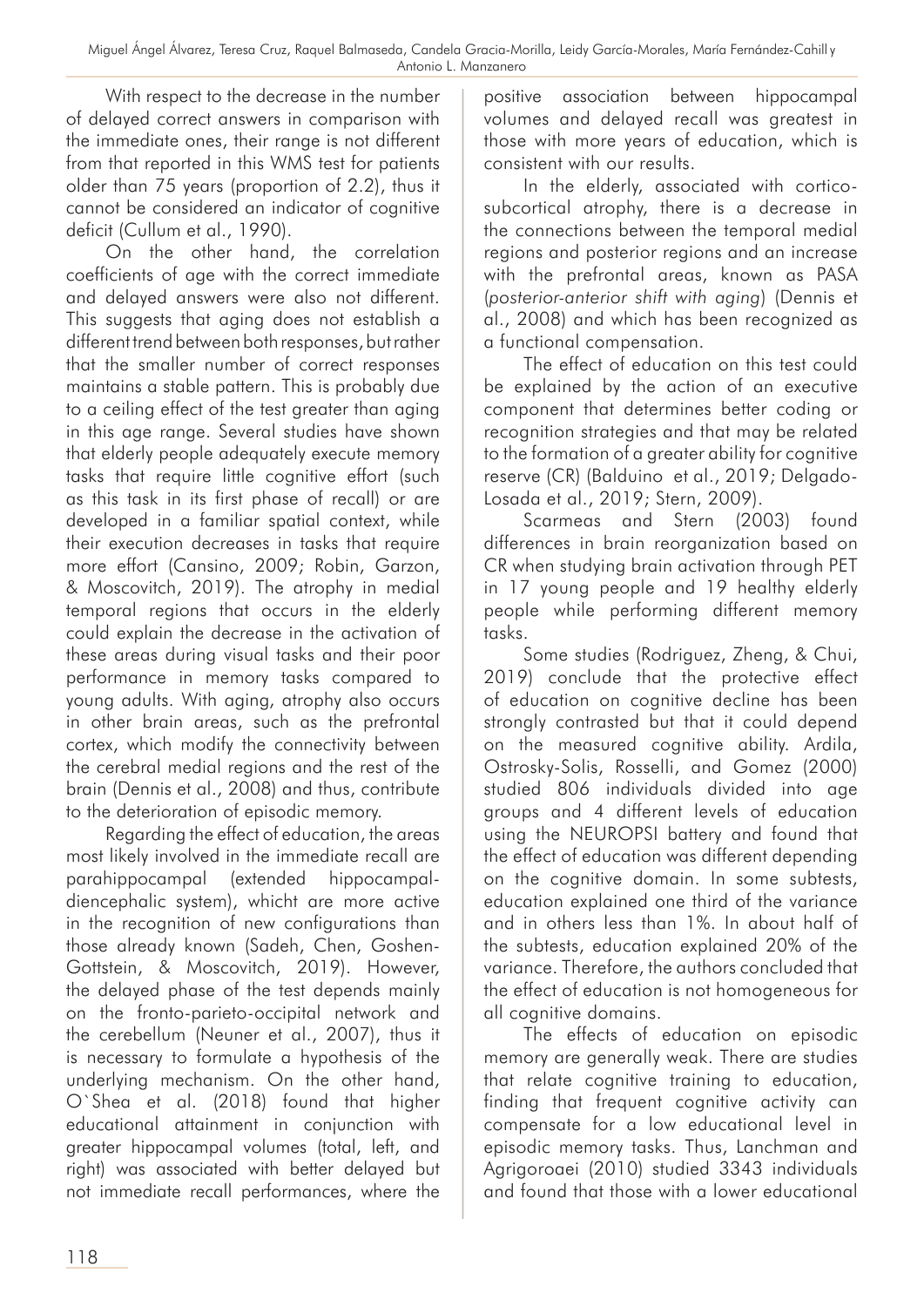With respect to the decrease in the number of delayed correct answers in comparison with the immediate ones, their range is not different from that reported in this WMS test for patients older than 75 years (proportion of 2.2), thus it cannot be considered an indicator of cognitive deficit (Cullum et al., 1990).

On the other hand, the correlation coefficients of age with the correct immediate and delayed answers were also not different. This suggests that aging does not establish a different trend between both responses, but rather that the smaller number of correct responses maintains a stable pattern. This is probably due to a ceiling effect of the test greater than aging in this age range. Several studies have shown that elderly people adequately execute memory tasks that require little cognitive effort (such as this task in its first phase of recall) or are developed in a familiar spatial context, while their execution decreases in tasks that require more effort (Cansino, 2009; Robin, Garzon, & Moscovitch, 2019). The atrophy in medial temporal regions that occurs in the elderly could explain the decrease in the activation of these areas during visual tasks and their poor performance in memory tasks compared to young adults. With aging, atrophy also occurs in other brain areas, such as the prefrontal cortex, which modify the connectivity between the cerebral medial regions and the rest of the brain (Dennis et al., 2008) and thus, contribute to the deterioration of episodic memory.

Regarding the effect of education, the areas most likely involved in the immediate recall are parahippocampal (extended hippocampal-diencephalic system), whicht are more active in the recognition of new configurations than those already known (Sadeh, Chen, Goshen-Gottstein, & Moscovitch, 2019). However, the delayed phase of the test depends mainly on the fronto-parieto-occipital network and the cerebellum (Neuner et al., 2007), thus it is necessary to formulate a hypothesis of the underlying mechanism. On the other hand, O`Shea et al. (2018) found that higher educational attainment in conjunction with greater hippocampal volumes (total, left, and right) was associated with better delayed but not immediate recall performances, where the positive association between hippocampal volumes and delayed recall was greatest in those with more years of education, which is consistent with our results.

In the elderly, associated with cortico-subcortical atrophy, there is a decrease in the connections between the temporal medial regions and posterior regions and an increase with the prefrontal areas, known as PASA (*posterior-anterior shift with aging*) (Dennis et al., 2008) and which has been recognized as a functional compensation.

The effect of education on this test could be explained by the action of an executive component that determines better coding or recognition strategies and that may be related to the formation of a greater ability for cognitive reserve (CR) (Balduino et al., 2019; Delgado-Losada et al., 2019; Stern, 2009).

Scarmeas and Stern (2003) found differences in brain reorganization based on CR when studying brain activation through PET in 17 young people and 19 healthy elderly people while performing different memory tasks.

Some studies (Rodriguez, Zheng, & Chui, 2019) conclude that the protective effect of education on cognitive decline has been strongly contrasted but that it could depend on the measured cognitive ability. Ardila, Ostrosky-Solis, Rosselli, and Gomez (2000) studied 806 individuals divided into age groups and 4 different levels of education using the NEUROPSI battery and found that the effect of education was different depending on the cognitive domain. In some subtests, education explained one third of the variance and in others less than 1%. In about half of the subtests, education explained 20% of the variance. Therefore, the authors concluded that the effect of education is not homogeneous for all cognitive domains.

The effects of education on episodic memory are generally weak. There are studies that relate cognitive training to education, finding that frequent cognitive activity can compensate for a low educational level in episodic memory tasks. Thus, Lanchman and Agrigoroaei (2010) studied 3343 individuals and found that those with a lower educational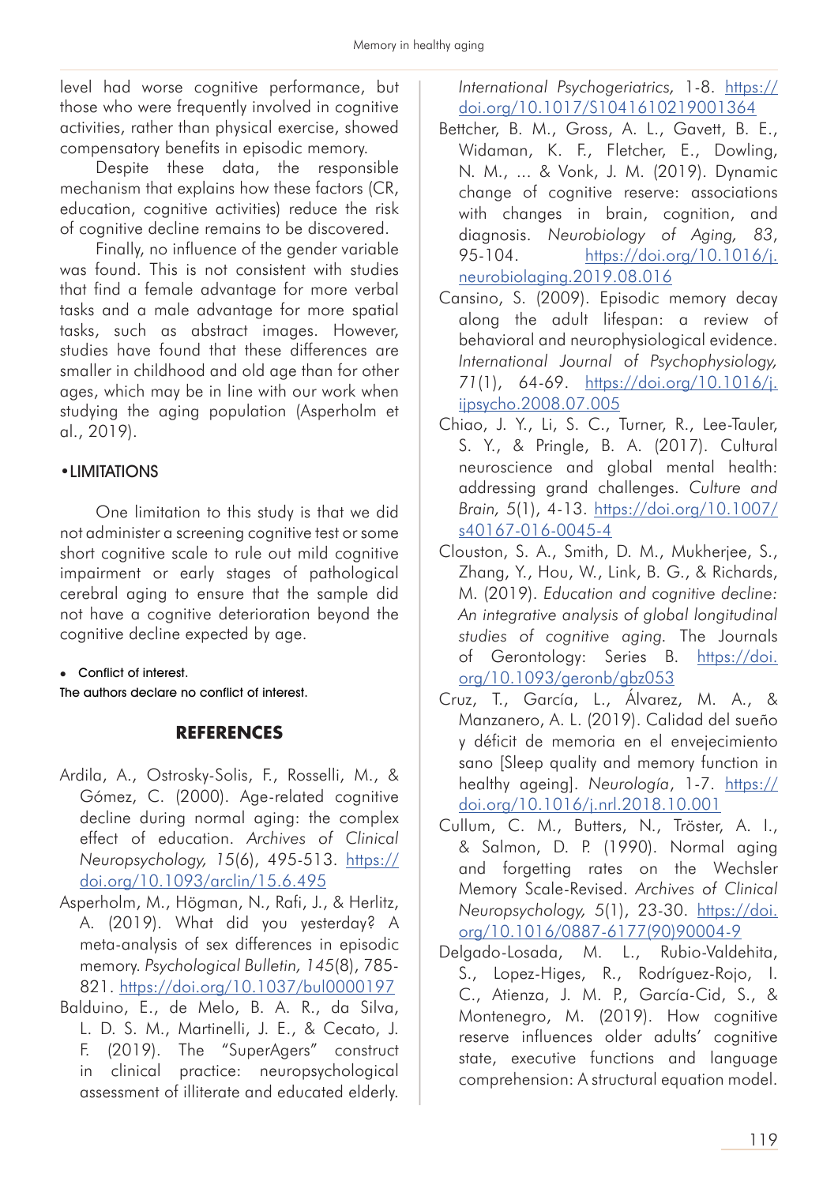level had worse cognitive performance, but those who were frequently involved in cognitive activities, rather than physical exercise, showed compensatory benefits in episodic memory.

Despite these data, the responsible mechanism that explains how these factors (CR, education, cognitive activities) reduce the risk of cognitive decline remains to be discovered.

Finally, no influence of the gender variable was found. This is not consistent with studies that find a female advantage for more verbal tasks and a male advantage for more spatial tasks, such as abstract images. However, studies have found that these differences are smaller in childhood and old age than for other ages, which may be in line with our work when studying the aging population (Asperholm et al., 2019).

## •LIMITATIONS

One limitation to this study is that we did not administer a screening cognitive test or some short cognitive scale to rule out mild cognitive impairment or early stages of pathological cerebral aging to ensure that the sample did not have a cognitive deterioration beyond the cognitive decline expected by age.

- Conflict of interest.

The authors declare no conflict of interest.

## REFERENCES

Ardila, A., Ostrosky-Solis, F., Rosselli, M., & Gómez, C. (2000). Age-related cognitive decline during normal aging: the complex effect of education. *Archives of Clinical Neuropsychology, 15*(6), 495-513. https://doi.org/10.1093/arclin/15.6.495

Asperholm, M., Högman, N., Rafi, J., & Herlitz, A. (2019). What did you yesterday? A meta-analysis of sex differences in episodic memory. *Psychological Bulletin, 145*(8), 785-821. https://doi.org/10.1037/bul0000197

Balduino, E., de Melo, B. A. R., da Silva, L. D. S. M., Martinelli, J. E., & Cecato, J. F. (2019). The "SuperAgers" construct in clinical practice: neuropsychological assessment of illiterate and educated elderly. *International Psychogeriatrics,* 1-8. https://doi.org/10.1017/S1041610219001364

Bettcher, B. M., Gross, A. L., Gavett, B. E., Widaman, K. F., Fletcher, E., Dowling, N. M., ... & Vonk, J. M. (2019). Dynamic change of cognitive reserve: associations with changes in brain, cognition, and diagnosis. *Neurobiology of Aging, 83*, 95-104. https://doi.org/10.1016/j.neurobiolaging.2019.08.016

Cansino, S. (2009). Episodic memory decay along the adult lifespan: a review of behavioral and neurophysiological evidence. *International Journal of Psychophysiology, 71*(1), 64-69. https://doi.org/10.1016/j.ijpsycho.2008.07.005

Chiao, J. Y., Li, S. C., Turner, R., Lee-Tauler, S. Y., & Pringle, B. A. (2017). Cultural neuroscience and global mental health: addressing grand challenges. *Culture and Brain, 5*(1), 4-13. https://doi.org/10.1007/s40167-016-0045-4

Clouston, S. A., Smith, D. M., Mukherjee, S., Zhang, Y., Hou, W., Link, B. G., & Richards, M. (2019). *Education and cognitive decline: An integrative analysis of global longitudinal studies of cognitive aging.* The Journals of Gerontology: Series B. https://doi.org/10.1093/geronb/gbz053

Cruz, T., García, L., Álvarez, M. A., & Manzanero, A. L. (2019). Calidad del sueño y déficit de memoria en el envejecimiento sano [Sleep quality and memory function in healthy ageing]. *Neurología*, 1-7. https://doi.org/10.1016/j.nrl.2018.10.001

Cullum, C. M., Butters, N., Tröster, A. I., & Salmon, D. P. (1990). Normal aging and forgetting rates on the Wechsler Memory Scale-Revised. *Archives of Clinical Neuropsychology, 5*(1), 23-30. https://doi.org/10.1016/0887-6177(90)90004-9

Delgado-Losada, M. L., Rubio-Valdehita, S., Lopez-Higes, R., Rodríguez-Rojo, I. C., Atienza, J. M. P., García-Cid, S., & Montenegro, M. (2019). How cognitive reserve influences older adults' cognitive state, executive functions and language comprehension: A structural equation model.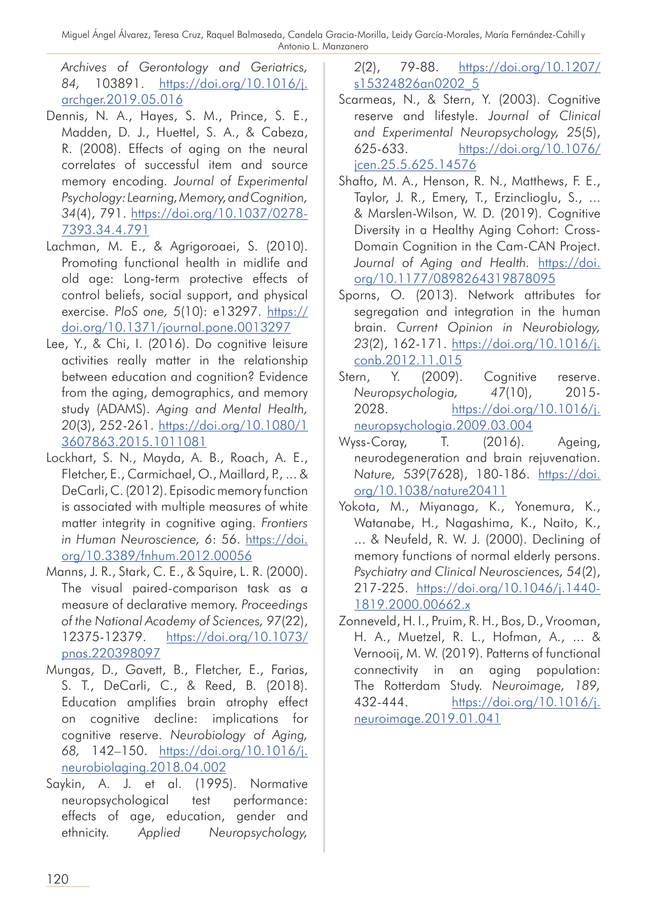*Archives of Gerontology and Geriatrics, 84*, 103891. https://doi.org/10.1016/j.archger.2019.05.016

Dennis, N. A., Hayes, S. M., Prince, S. E., Madden, D. J., Huettel, S. A., & Cabeza, R. (2008). Effects of aging on the neural correlates of successful item and source memory encoding. *Journal of Experimental Psychology: Learning, Memory, and Cognition, 34*(4), 791. https://doi.org/10.1037/0278-7393.34.4.791

Lachman, M. E., & Agrigoroaei, S. (2010). Promoting functional health in midlife and old age: Long-term protective effects of control beliefs, social support, and physical exercise. *PloS one, 5*(10): e13297. https://doi.org/10.1371/journal.pone.0013297

Lee, Y., & Chi, I. (2016). Do cognitive leisure activities really matter in the relationship between education and cognition? Evidence from the aging, demographics, and memory study (ADAMS). *Aging and Mental Health, 20*(3), 252-261. https://doi.org/10.1080/13607863.2015.1011081

Lockhart, S. N., Mayda, A. B., Roach, A. E., Fletcher, E., Carmichael, O., Maillard, P., ... & DeCarli, C. (2012). Episodic memory function is associated with multiple measures of white matter integrity in cognitive aging. *Frontiers in Human Neuroscience, 6*: 56. https://doi.org/10.3389/fnhum.2012.00056

Manns, J. R., Stark, C. E., & Squire, L. R. (2000). The visual paired-comparison task as a measure of declarative memory. *Proceedings of the National Academy of Sciences, 97*(22), 12375-12379. https://doi.org/10.1073/pnas.220398097

Mungas, D., Gavett, B., Fletcher, E., Farias, S. T., DeCarli, C., & Reed, B. (2018). Education amplifies brain atrophy effect on cognitive decline: implications for cognitive reserve. *Neurobiology of Aging, 68*, 142–150. https://doi.org/10.1016/j.neurobiolaging.2018.04.002

Saykin, A. J. et al. (1995). Normative neuropsychological test performance: effects of age, education, gender and ethnicity. *Applied Neuropsychology, 2*(2), 79-88. https://doi.org/10.1207/s15324826an0202_5

Scarmeas, N., & Stern, Y. (2003). Cognitive reserve and lifestyle. *Journal of Clinical and Experimental Neuropsychology, 25*(5), 625-633. https://doi.org/10.1076/jcen.25.5.625.14576

Shafto, M. A., Henson, R. N., Matthews, F. E., Taylor, J. R., Emery, T., Erzinclioglu, S., ... & Marslen-Wilson, W. D. (2019). Cognitive Diversity in a Healthy Aging Cohort: Cross-Domain Cognition in the Cam-CAN Project. *Journal of Aging and Health*. https://doi.org/10.1177/0898264319878095

Sporns, O. (2013). Network attributes for segregation and integration in the human brain. *Current Opinion in Neurobiology, 23*(2), 162-171. https://doi.org/10.1016/j.conb.2012.11.015

Stern, Y. (2009). Cognitive reserve. *Neuropsychologia, 47*(10), 2015-2028. https://doi.org/10.1016/j.neuropsychologia.2009.03.004

Wyss-Coray, T. (2016). Ageing, neurodegeneration and brain rejuvenation. *Nature, 539*(7628), 180-186. https://doi.org/10.1038/nature20411

Yokota, M., Miyanaga, K., Yonemura, K., Watanabe, H., Nagashima, K., Naito, K., ... & Neufeld, R. W. J. (2000). Declining of memory functions of normal elderly persons. *Psychiatry and Clinical Neurosciences, 54*(2), 217-225. https://doi.org/10.1046/j.1440-1819.2000.00662.x

Zonneveld, H. I., Pruim, R. H., Bos, D., Vrooman, H. A., Muetzel, R. L., Hofman, A., ... & Vernooij, M. W. (2019). Patterns of functional connectivity in an aging population: The Rotterdam Study. *Neuroimage, 189*, 432-444. https://doi.org/10.1016/j.neuroimage.2019.01.041